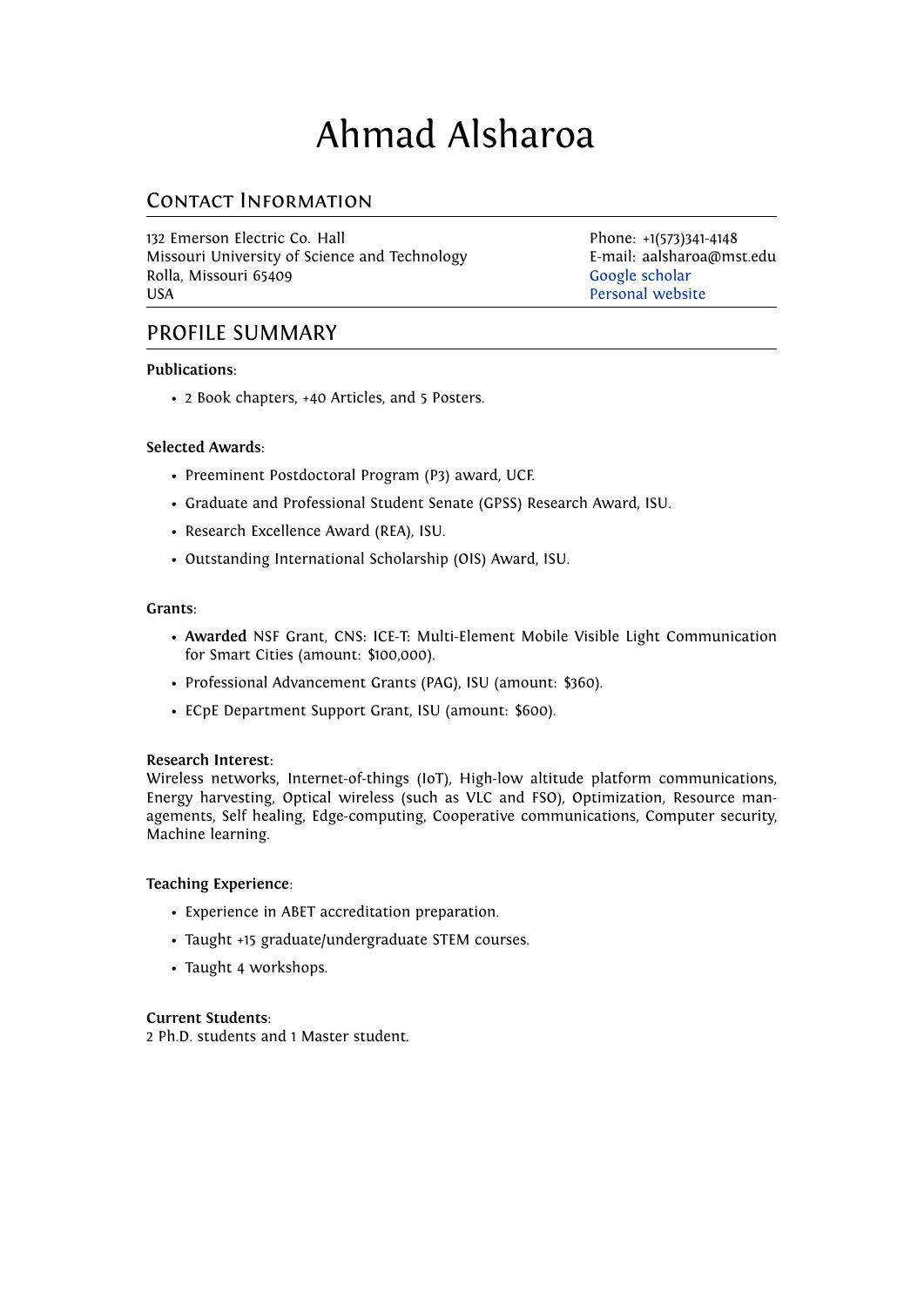# Ahmad Alsharoa

## Contact Information

132 Emerson Electric Co. Hall
Missouri University of Science and Technology
Rolla, Missouri 65409
USA

Phone: +1(573)341-4148
E-mail: aalsharoa@mst.edu
Google scholar
Personal website

## PROFILE SUMMARY

**Publications**:

- 2 Book chapters, +40 Articles, and 5 Posters.

**Selected Awards**:

- Preeminent Postdoctoral Program (P3) award, UCF.
- Graduate and Professional Student Senate (GPSS) Research Award, ISU.
- Research Excellence Award (REA), ISU.
- Outstanding International Scholarship (OIS) Award, ISU.

**Grants**:

- **Awarded** NSF Grant, CNS: ICE-T: Multi-Element Mobile Visible Light Communication for Smart Cities (amount: $100,000).
- Professional Advancement Grants (PAG), ISU (amount: $360).
- ECpE Department Support Grant, ISU (amount: $600).

**Research Interest**:
Wireless networks, Internet-of-things (IoT), High-low altitude platform communications, Energy harvesting, Optical wireless (such as VLC and FSO), Optimization, Resource managements, Self healing, Edge-computing, Cooperative communications, Computer security, Machine learning.

**Teaching Experience**:

- Experience in ABET accreditation preparation.
- Taught +15 graduate/undergraduate STEM courses.
- Taught 4 workshops.

**Current Students**:
2 Ph.D. students and 1 Master student.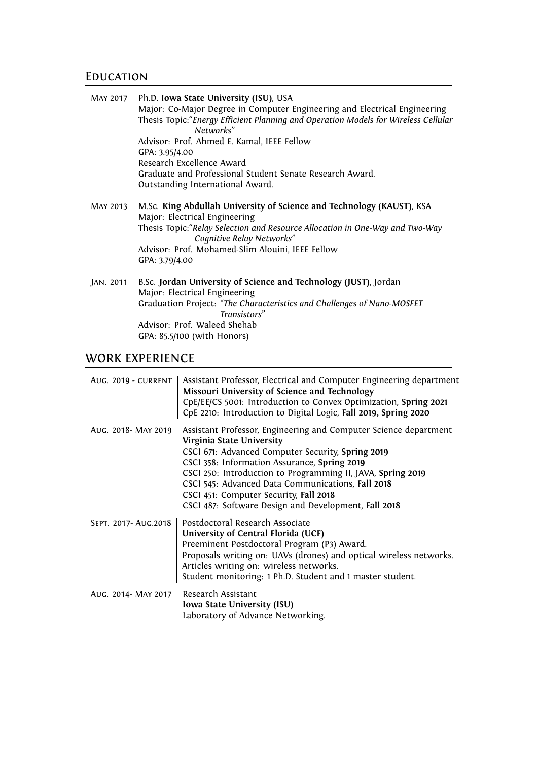## Education

**May 2017** Ph.D. **Iowa State University (ISU)**, USA
Major: Co-Major Degree in Computer Engineering and Electrical Engineering
Thesis Topic:*"Energy Efficient Planning and Operation Models for Wireless Cellular Networks"*
Advisor: Prof. Ahmed E. Kamal, IEEE Fellow
GPA: 3.95/4.00
Research Excellence Award
Graduate and Professional Student Senate Research Award.
Outstanding International Award.

**May 2013** M.Sc. **King Abdullah University of Science and Technology (KAUST)**, KSA
Major: Electrical Engineering
Thesis Topic:*"Relay Selection and Resource Allocation in One-Way and Two-Way Cognitive Relay Networks"*
Advisor: Prof. Mohamed-Slim Alouini, IEEE Fellow
GPA: 3.79/4.00

**Jan. 2011** B.Sc. **Jordan University of Science and Technology (JUST)**, Jordan
Major: Electrical Engineering
Graduation Project: *"The Characteristics and Challenges of Nano-MOSFET Transistors"*
Advisor: Prof. Waleed Shehab
GPA: 85.5/100 (with Honors)

## WORK EXPERIENCE

**Aug. 2019 - current** Assistant Professor, Electrical and Computer Engineering department
**Missouri University of Science and Technology**
CpE/EE/CS 5001: Introduction to Convex Optimization, **Spring 2021**
CpE 2210: Introduction to Digital Logic, **Fall 2019, Spring 2020**

**Aug. 2018- May 2019** Assistant Professor, Engineering and Computer Science department
**Virginia State University**
CSCI 671: Advanced Computer Security, **Spring 2019**
CSCI 358: Information Assurance, **Spring 2019**
CSCI 250: Introduction to Programming II, JAVA, **Spring 2019**
CSCI 545: Advanced Data Communications, **Fall 2018**
CSCI 451: Computer Security, **Fall 2018**
CSCI 487: Software Design and Development, **Fall 2018**

**Sept. 2017- Aug.2018** Postdoctoral Research Associate
**University of Central Florida (UCF)**
Preeminent Postdoctoral Program (P3) Award.
Proposals writing on: UAVs (drones) and optical wireless networks.
Articles writing on: wireless networks.
Student monitoring: 1 Ph.D. Student and 1 master student.

**Aug. 2014- May 2017** Research Assistant
**Iowa State University (ISU)**
Laboratory of Advance Networking.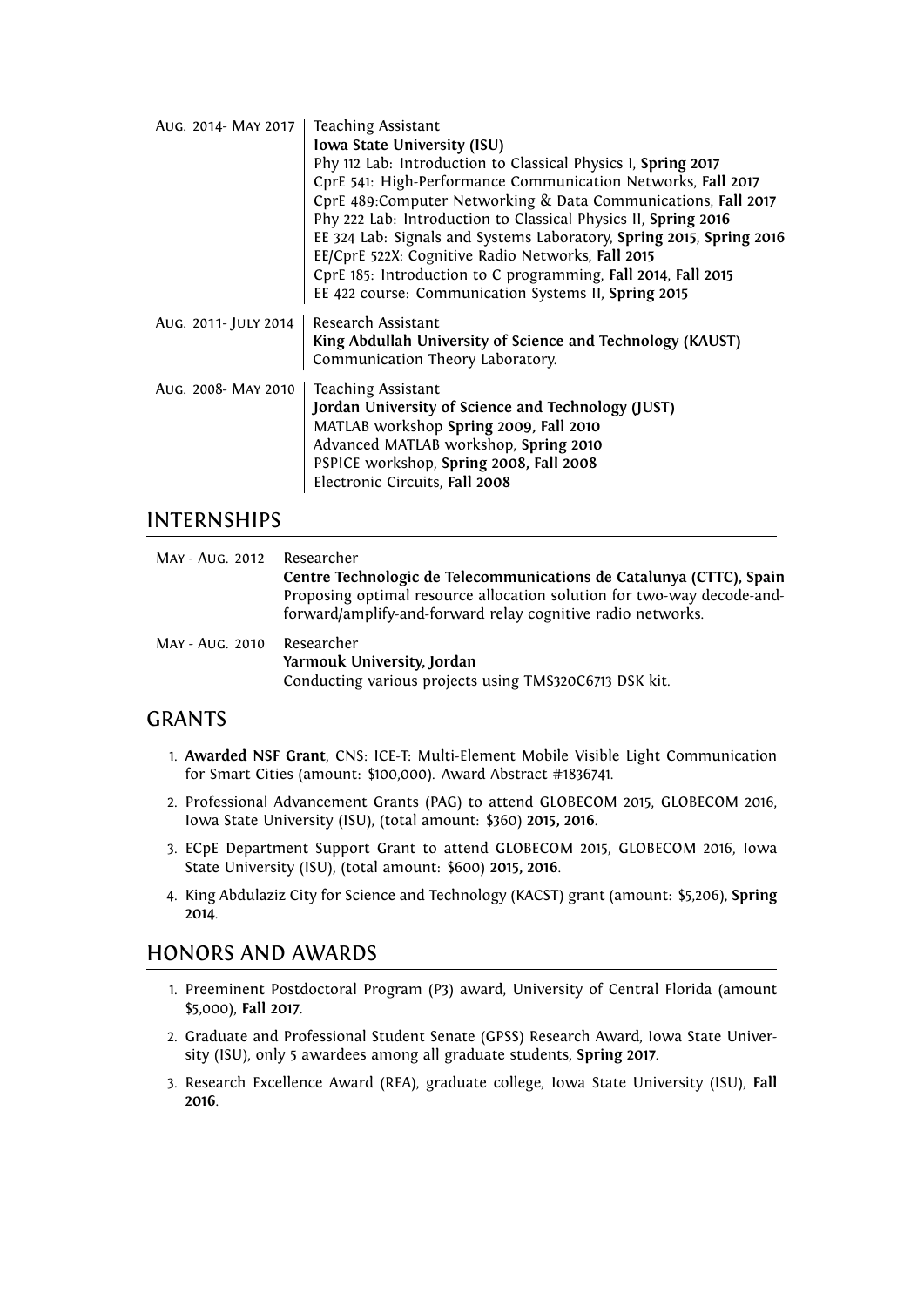Aug. 2014- May 2017 | Teaching Assistant
**Iowa State University (ISU)**
Phy 112 Lab: Introduction to Classical Physics I, **Spring 2017**
CprE 541: High-Performance Communication Networks, **Fall 2017**
CprE 489:Computer Networking & Data Communications, **Fall 2017**
Phy 222 Lab: Introduction to Classical Physics II, **Spring 2016**
EE 324 Lab: Signals and Systems Laboratory, **Spring 2015**, **Spring 2016**
EE/CprE 522X: Cognitive Radio Networks, **Fall 2015**
CprE 185: Introduction to C programming, **Fall 2014**, **Fall 2015**
EE 422 course: Communication Systems II, **Spring 2015**

Aug. 2011- July 2014 | Research Assistant
**King Abdullah University of Science and Technology (KAUST)**
Communication Theory Laboratory.

Aug. 2008- May 2010 | Teaching Assistant
**Jordan University of Science and Technology (JUST)**
MATLAB workshop **Spring 2009, Fall 2010**
Advanced MATLAB workshop, **Spring 2010**
PSPICE workshop, **Spring 2008, Fall 2008**
Electronic Circuits, **Fall 2008**

## INTERNSHIPS

May - Aug. 2012 Researcher
**Centre Technologic de Telecommunications de Catalunya (CTTC), Spain**
Proposing optimal resource allocation solution for two-way decode-and-forward/amplify-and-forward relay cognitive radio networks.

May - Aug. 2010 Researcher
**Yarmouk University, Jordan**
Conducting various projects using TMS320C6713 DSK kit.

## GRANTS

1. **Awarded NSF Grant**, CNS: ICE-T: Multi-Element Mobile Visible Light Communication for Smart Cities (amount: $100,000). Award Abstract #1836741.
2. Professional Advancement Grants (PAG) to attend GLOBECOM 2015, GLOBECOM 2016, Iowa State University (ISU), (total amount: $360) **2015, 2016**.
3. ECpE Department Support Grant to attend GLOBECOM 2015, GLOBECOM 2016, Iowa State University (ISU), (total amount: $600) **2015, 2016**.
4. King Abdulaziz City for Science and Technology (KACST) grant (amount: $5,206), **Spring 2014**.

## HONORS AND AWARDS

1. Preeminent Postdoctoral Program (P3) award, University of Central Florida (amount $5,000), **Fall 2017**.
2. Graduate and Professional Student Senate (GPSS) Research Award, Iowa State University (ISU), only 5 awardees among all graduate students, **Spring 2017**.
3. Research Excellence Award (REA), graduate college, Iowa State University (ISU), **Fall 2016**.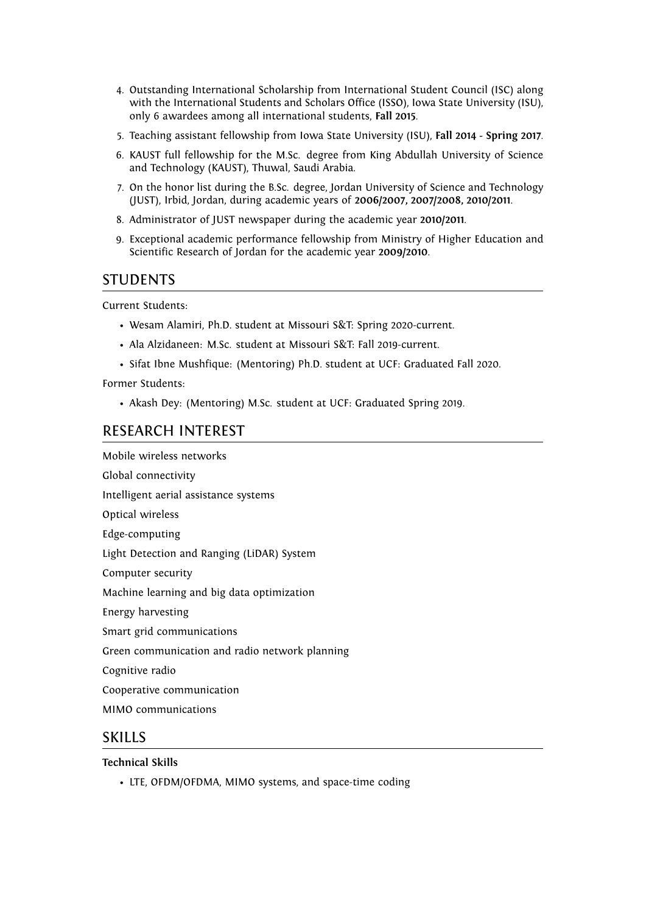4. Outstanding International Scholarship from International Student Council (ISC) along with the International Students and Scholars Office (ISSO), Iowa State University (ISU), only 6 awardees among all international students, **Fall 2015**.
5. Teaching assistant fellowship from Iowa State University (ISU), **Fall 2014 - Spring 2017**.
6. KAUST full fellowship for the M.Sc. degree from King Abdullah University of Science and Technology (KAUST), Thuwal, Saudi Arabia.
7. On the honor list during the B.Sc. degree, Jordan University of Science and Technology (JUST), Irbid, Jordan, during academic years of **2006/2007, 2007/2008, 2010/2011**.
8. Administrator of JUST newspaper during the academic year **2010/2011**.
9. Exceptional academic performance fellowship from Ministry of Higher Education and Scientific Research of Jordan for the academic year **2009/2010**.

## STUDENTS

Current Students:

- Wesam Alamiri, Ph.D. student at Missouri S&T: Spring 2020-current.
- Ala Alzidaneen: M.Sc. student at Missouri S&T: Fall 2019-current.
- Sifat Ibne Mushfique: (Mentoring) Ph.D. student at UCF: Graduated Fall 2020.

Former Students:

- Akash Dey: (Mentoring) M.Sc. student at UCF: Graduated Spring 2019.

## RESEARCH INTEREST

Mobile wireless networks

Global connectivity

Intelligent aerial assistance systems

Optical wireless

Edge-computing

Light Detection and Ranging (LiDAR) System

Computer security

Machine learning and big data optimization

Energy harvesting

Smart grid communications

Green communication and radio network planning

Cognitive radio

Cooperative communication

MIMO communications

## SKILLS

**Technical Skills**

- LTE, OFDM/OFDMA, MIMO systems, and space-time coding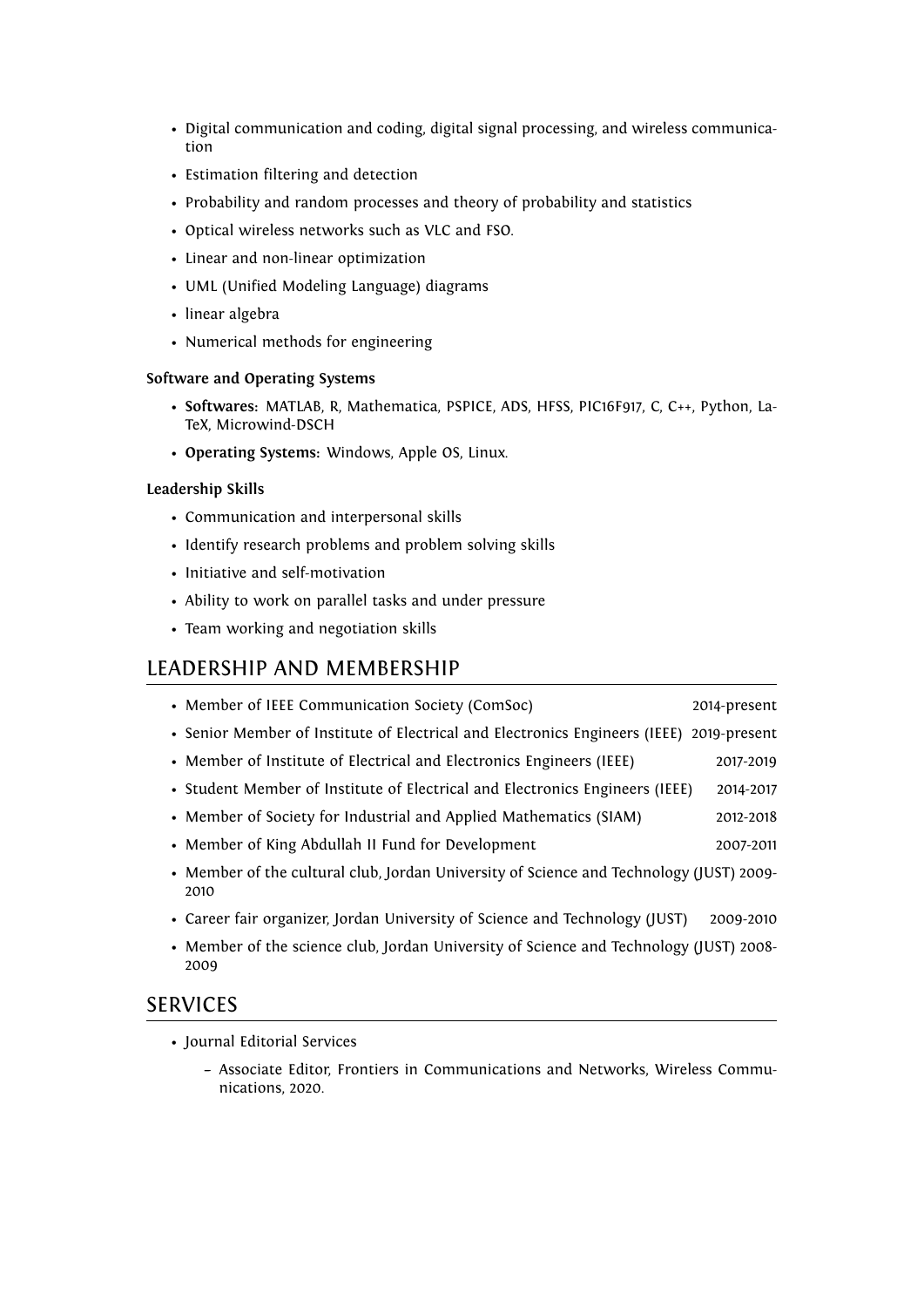- Digital communication and coding, digital signal processing, and wireless communication
- Estimation filtering and detection
- Probability and random processes and theory of probability and statistics
- Optical wireless networks such as VLC and FSO.
- Linear and non-linear optimization
- UML (Unified Modeling Language) diagrams
- linear algebra
- Numerical methods for engineering

**Software and Operating Systems**

- **Softwares:** MATLAB, R, Mathematica, PSPICE, ADS, HFSS, PIC16F917, C, C++, Python, LaTeX, Microwind-DSCH
- **Operating Systems:** Windows, Apple OS, Linux.

**Leadership Skills**

- Communication and interpersonal skills
- Identify research problems and problem solving skills
- Initiative and self-motivation
- Ability to work on parallel tasks and under pressure
- Team working and negotiation skills

## LEADERSHIP AND MEMBERSHIP

- Member of IEEE Communication Society (ComSoc) 2014-present
- Senior Member of Institute of Electrical and Electronics Engineers (IEEE) 2019-present
- Member of Institute of Electrical and Electronics Engineers (IEEE) 2017-2019
- Student Member of Institute of Electrical and Electronics Engineers (IEEE) 2014-2017
- Member of Society for Industrial and Applied Mathematics (SIAM) 2012-2018
- Member of King Abdullah II Fund for Development 2007-2011
- Member of the cultural club, Jordan University of Science and Technology (JUST) 2009-2010
- Career fair organizer, Jordan University of Science and Technology (JUST) 2009-2010
- Member of the science club, Jordan University of Science and Technology (JUST) 2008-2009

## SERVICES

- Journal Editorial Services
  - Associate Editor, Frontiers in Communications and Networks, Wireless Communications, 2020.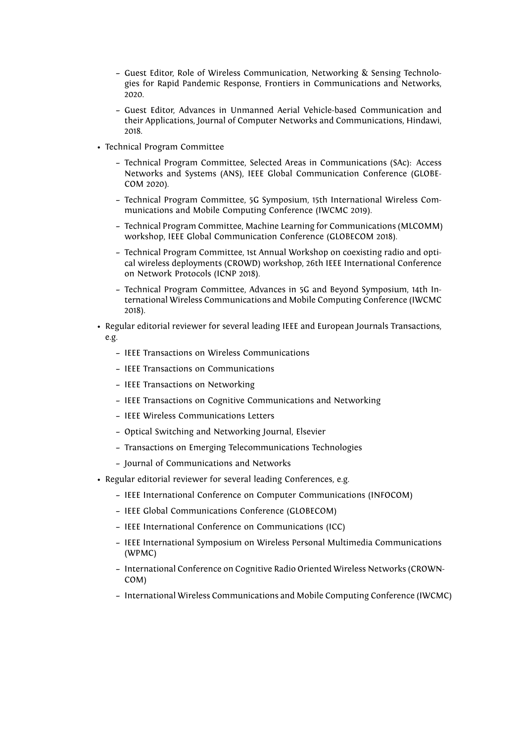- Guest Editor, Role of Wireless Communication, Networking & Sensing Technologies for Rapid Pandemic Response, Frontiers in Communications and Networks, 2020.
  - Guest Editor, Advances in Unmanned Aerial Vehicle-based Communication and their Applications, Journal of Computer Networks and Communications, Hindawi, 2018.
- Technical Program Committee
  - Technical Program Committee, Selected Areas in Communications (SAc): Access Networks and Systems (ANS), IEEE Global Communication Conference (GLOBECOM 2020).
  - Technical Program Committee, 5G Symposium, 15th International Wireless Communications and Mobile Computing Conference (IWCMC 2019).
  - Technical Program Committee, Machine Learning for Communications (MLCOMM) workshop, IEEE Global Communication Conference (GLOBECOM 2018).
  - Technical Program Committee, 1st Annual Workshop on coexisting radio and optical wireless deployments (CROWD) workshop, 26th IEEE International Conference on Network Protocols (ICNP 2018).
  - Technical Program Committee, Advances in 5G and Beyond Symposium, 14th International Wireless Communications and Mobile Computing Conference (IWCMC 2018).
- Regular editorial reviewer for several leading IEEE and European Journals Transactions, e.g.
  - IEEE Transactions on Wireless Communications
  - IEEE Transactions on Communications
  - IEEE Transactions on Networking
  - IEEE Transactions on Cognitive Communications and Networking
  - IEEE Wireless Communications Letters
  - Optical Switching and Networking Journal, Elsevier
  - Transactions on Emerging Telecommunications Technologies
  - Journal of Communications and Networks
- Regular editorial reviewer for several leading Conferences, e.g.
  - IEEE International Conference on Computer Communications (INFOCOM)
  - IEEE Global Communications Conference (GLOBECOM)
  - IEEE International Conference on Communications (ICC)
  - IEEE International Symposium on Wireless Personal Multimedia Communications (WPMC)
  - International Conference on Cognitive Radio Oriented Wireless Networks (CROWNCOM)
  - International Wireless Communications and Mobile Computing Conference (IWCMC)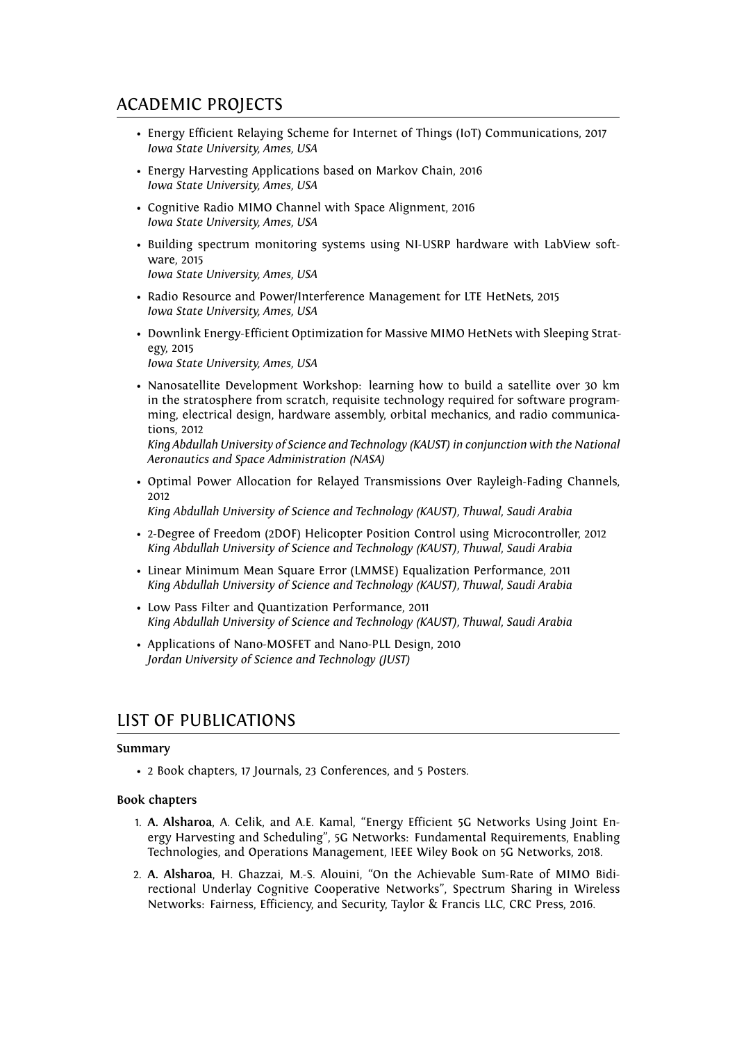## ACADEMIC PROJECTS

- Energy Efficient Relaying Scheme for Internet of Things (IoT) Communications, 2017
  *Iowa State University, Ames, USA*
- Energy Harvesting Applications based on Markov Chain, 2016
  *Iowa State University, Ames, USA*
- Cognitive Radio MIMO Channel with Space Alignment, 2016
  *Iowa State University, Ames, USA*
- Building spectrum monitoring systems using NI-USRP hardware with LabView software, 2015
  *Iowa State University, Ames, USA*
- Radio Resource and Power/Interference Management for LTE HetNets, 2015
  *Iowa State University, Ames, USA*
- Downlink Energy-Efficient Optimization for Massive MIMO HetNets with Sleeping Strategy, 2015
  *Iowa State University, Ames, USA*
- Nanosatellite Development Workshop: learning how to build a satellite over 30 km in the stratosphere from scratch, requisite technology required for software programming, electrical design, hardware assembly, orbital mechanics, and radio communications, 2012
  *King Abdullah University of Science and Technology (KAUST) in conjunction with the National Aeronautics and Space Administration (NASA)*
- Optimal Power Allocation for Relayed Transmissions Over Rayleigh-Fading Channels, 2012
  *King Abdullah University of Science and Technology (KAUST), Thuwal, Saudi Arabia*
- 2-Degree of Freedom (2DOF) Helicopter Position Control using Microcontroller, 2012
  *King Abdullah University of Science and Technology (KAUST), Thuwal, Saudi Arabia*
- Linear Minimum Mean Square Error (LMMSE) Equalization Performance, 2011
  *King Abdullah University of Science and Technology (KAUST), Thuwal, Saudi Arabia*
- Low Pass Filter and Quantization Performance, 2011
  *King Abdullah University of Science and Technology (KAUST), Thuwal, Saudi Arabia*
- Applications of Nano-MOSFET and Nano-PLL Design, 2010
  *Jordan University of Science and Technology (JUST)*

## LIST OF PUBLICATIONS

### Summary

- 2 Book chapters, 17 Journals, 23 Conferences, and 5 Posters.

### Book chapters

1. **A. Alsharoa**, A. Celik, and A.E. Kamal, "Energy Efficient 5G Networks Using Joint Energy Harvesting and Scheduling", 5G Networks: Fundamental Requirements, Enabling Technologies, and Operations Management, IEEE Wiley Book on 5G Networks, 2018.
2. **A. Alsharoa**, H. Ghazzai, M.-S. Alouini, "On the Achievable Sum-Rate of MIMO Bidirectional Underlay Cognitive Cooperative Networks", Spectrum Sharing in Wireless Networks: Fairness, Efficiency, and Security, Taylor & Francis LLC, CRC Press, 2016.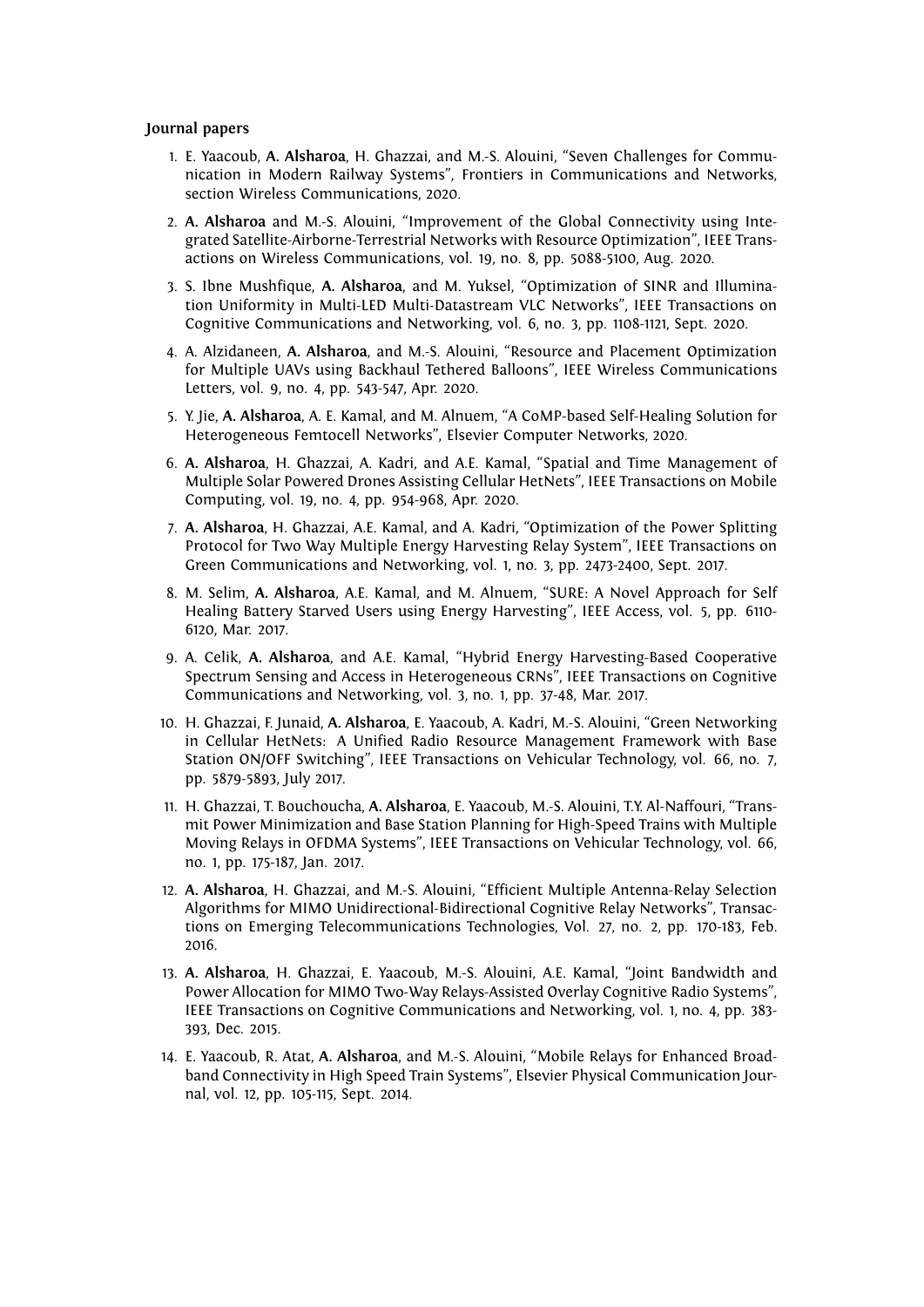**Journal papers**

1. E. Yaacoub, **A. Alsharoa**, H. Ghazzai, and M.-S. Alouini, "Seven Challenges for Communication in Modern Railway Systems", Frontiers in Communications and Networks, section Wireless Communications, 2020.
2. **A. Alsharoa** and M.-S. Alouini, "Improvement of the Global Connectivity using Integrated Satellite-Airborne-Terrestrial Networks with Resource Optimization", IEEE Transactions on Wireless Communications, vol. 19, no. 8, pp. 5088-5100, Aug. 2020.
3. S. Ibne Mushfique, **A. Alsharoa**, and M. Yuksel, "Optimization of SINR and Illumination Uniformity in Multi-LED Multi-Datastream VLC Networks", IEEE Transactions on Cognitive Communications and Networking, vol. 6, no. 3, pp. 1108-1121, Sept. 2020.
4. A. Alzidaneen, **A. Alsharoa**, and M.-S. Alouini, "Resource and Placement Optimization for Multiple UAVs using Backhaul Tethered Balloons", IEEE Wireless Communications Letters, vol. 9, no. 4, pp. 543-547, Apr. 2020.
5. Y. Jie, **A. Alsharoa**, A. E. Kamal, and M. Alnuem, "A CoMP-based Self-Healing Solution for Heterogeneous Femtocell Networks", Elsevier Computer Networks, 2020.
6. **A. Alsharoa**, H. Ghazzai, A. Kadri, and A.E. Kamal, "Spatial and Time Management of Multiple Solar Powered Drones Assisting Cellular HetNets", IEEE Transactions on Mobile Computing, vol. 19, no. 4, pp. 954-968, Apr. 2020.
7. **A. Alsharoa**, H. Ghazzai, A.E. Kamal, and A. Kadri, "Optimization of the Power Splitting Protocol for Two Way Multiple Energy Harvesting Relay System", IEEE Transactions on Green Communications and Networking, vol. 1, no. 3, pp. 2473-2400, Sept. 2017.
8. M. Selim, **A. Alsharoa**, A.E. Kamal, and M. Alnuem, "SURE: A Novel Approach for Self Healing Battery Starved Users using Energy Harvesting", IEEE Access, vol. 5, pp. 6110-6120, Mar. 2017.
9. A. Celik, **A. Alsharoa**, and A.E. Kamal, "Hybrid Energy Harvesting-Based Cooperative Spectrum Sensing and Access in Heterogeneous CRNs", IEEE Transactions on Cognitive Communications and Networking, vol. 3, no. 1, pp. 37-48, Mar. 2017.
10. H. Ghazzai, F. Junaid, **A. Alsharoa**, E. Yaacoub, A. Kadri, M.-S. Alouini, "Green Networking in Cellular HetNets: A Unified Radio Resource Management Framework with Base Station ON/OFF Switching", IEEE Transactions on Vehicular Technology, vol. 66, no. 7, pp. 5879-5893, July 2017.
11. H. Ghazzai, T. Bouchoucha, **A. Alsharoa**, E. Yaacoub, M.-S. Alouini, T.Y. Al-Naffouri, "Transmit Power Minimization and Base Station Planning for High-Speed Trains with Multiple Moving Relays in OFDMA Systems", IEEE Transactions on Vehicular Technology, vol. 66, no. 1, pp. 175-187, Jan. 2017.
12. **A. Alsharoa**, H. Ghazzai, and M.-S. Alouini, "Efficient Multiple Antenna-Relay Selection Algorithms for MIMO Unidirectional-Bidirectional Cognitive Relay Networks", Transactions on Emerging Telecommunications Technologies, Vol. 27, no. 2, pp. 170-183, Feb. 2016.
13. **A. Alsharoa**, H. Ghazzai, E. Yaacoub, M.-S. Alouini, A.E. Kamal, "Joint Bandwidth and Power Allocation for MIMO Two-Way Relays-Assisted Overlay Cognitive Radio Systems", IEEE Transactions on Cognitive Communications and Networking, vol. 1, no. 4, pp. 383-393, Dec. 2015.
14. E. Yaacoub, R. Atat, **A. Alsharoa**, and M.-S. Alouini, "Mobile Relays for Enhanced Broadband Connectivity in High Speed Train Systems", Elsevier Physical Communication Journal, vol. 12, pp. 105-115, Sept. 2014.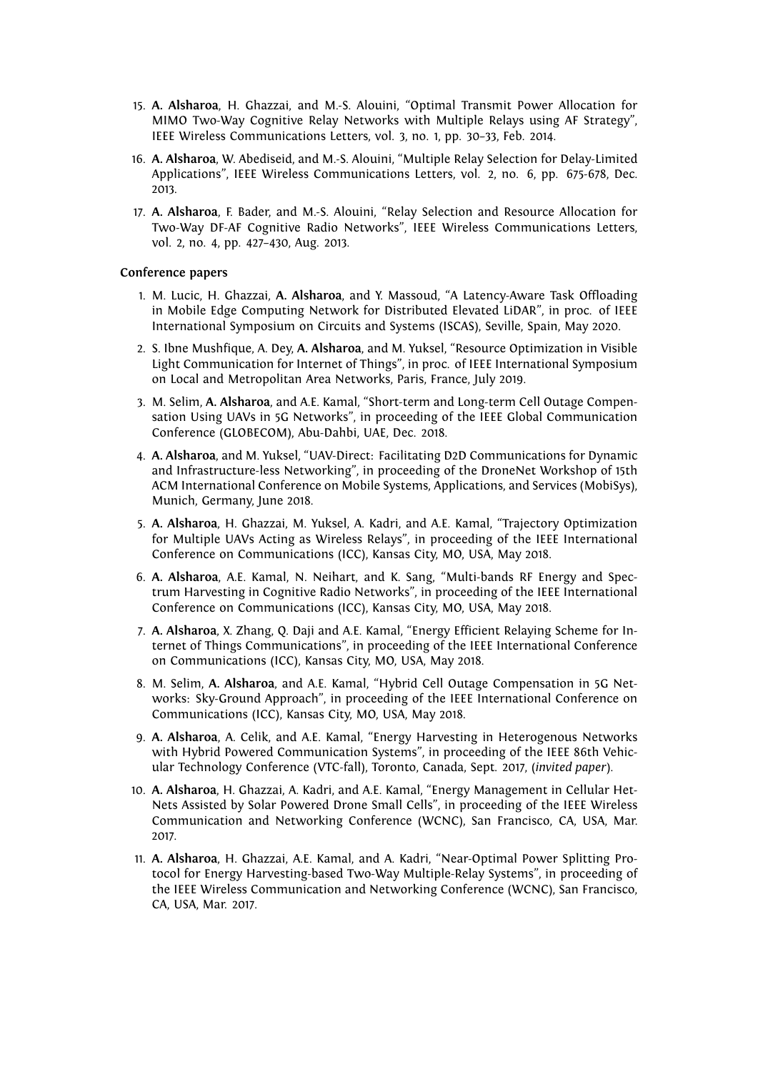15. **A. Alsharoa**, H. Ghazzai, and M.-S. Alouini, "Optimal Transmit Power Allocation for MIMO Two-Way Cognitive Relay Networks with Multiple Relays using AF Strategy", IEEE Wireless Communications Letters, vol. 3, no. 1, pp. 30–33, Feb. 2014.
16. **A. Alsharoa**, W. Abediseid, and M.-S. Alouini, "Multiple Relay Selection for Delay-Limited Applications", IEEE Wireless Communications Letters, vol. 2, no. 6, pp. 675-678, Dec. 2013.
17. **A. Alsharoa**, F. Bader, and M.-S. Alouini, "Relay Selection and Resource Allocation for Two-Way DF-AF Cognitive Radio Networks", IEEE Wireless Communications Letters, vol. 2, no. 4, pp. 427–430, Aug. 2013.

**Conference papers**

1. M. Lucic, H. Ghazzai, **A. Alsharoa**, and Y. Massoud, "A Latency-Aware Task Offloading in Mobile Edge Computing Network for Distributed Elevated LiDAR", in proc. of IEEE International Symposium on Circuits and Systems (ISCAS), Seville, Spain, May 2020.
2. S. Ibne Mushfique, A. Dey, **A. Alsharoa**, and M. Yuksel, "Resource Optimization in Visible Light Communication for Internet of Things", in proc. of IEEE International Symposium on Local and Metropolitan Area Networks, Paris, France, July 2019.
3. M. Selim, **A. Alsharoa**, and A.E. Kamal, "Short-term and Long-term Cell Outage Compensation Using UAVs in 5G Networks", in proceeding of the IEEE Global Communication Conference (GLOBECOM), Abu-Dahbi, UAE, Dec. 2018.
4. **A. Alsharoa**, and M. Yuksel, "UAV-Direct: Facilitating D2D Communications for Dynamic and Infrastructure-less Networking", in proceeding of the DroneNet Workshop of 15th ACM International Conference on Mobile Systems, Applications, and Services (MobiSys), Munich, Germany, June 2018.
5. **A. Alsharoa**, H. Ghazzai, M. Yuksel, A. Kadri, and A.E. Kamal, "Trajectory Optimization for Multiple UAVs Acting as Wireless Relays", in proceeding of the IEEE International Conference on Communications (ICC), Kansas City, MO, USA, May 2018.
6. **A. Alsharoa**, A.E. Kamal, N. Neihart, and K. Sang, "Multi-bands RF Energy and Spectrum Harvesting in Cognitive Radio Networks", in proceeding of the IEEE International Conference on Communications (ICC), Kansas City, MO, USA, May 2018.
7. **A. Alsharoa**, X. Zhang, Q. Daji and A.E. Kamal, "Energy Efficient Relaying Scheme for Internet of Things Communications", in proceeding of the IEEE International Conference on Communications (ICC), Kansas City, MO, USA, May 2018.
8. M. Selim, **A. Alsharoa**, and A.E. Kamal, "Hybrid Cell Outage Compensation in 5G Networks: Sky-Ground Approach", in proceeding of the IEEE International Conference on Communications (ICC), Kansas City, MO, USA, May 2018.
9. **A. Alsharoa**, A. Celik, and A.E. Kamal, "Energy Harvesting in Heterogenous Networks with Hybrid Powered Communication Systems", in proceeding of the IEEE 86th Vehicular Technology Conference (VTC-fall), Toronto, Canada, Sept. 2017, (*invited paper*).
10. **A. Alsharoa**, H. Ghazzai, A. Kadri, and A.E. Kamal, "Energy Management in Cellular HetNets Assisted by Solar Powered Drone Small Cells", in proceeding of the IEEE Wireless Communication and Networking Conference (WCNC), San Francisco, CA, USA, Mar. 2017.
11. **A. Alsharoa**, H. Ghazzai, A.E. Kamal, and A. Kadri, "Near-Optimal Power Splitting Protocol for Energy Harvesting-based Two-Way Multiple-Relay Systems", in proceeding of the IEEE Wireless Communication and Networking Conference (WCNC), San Francisco, CA, USA, Mar. 2017.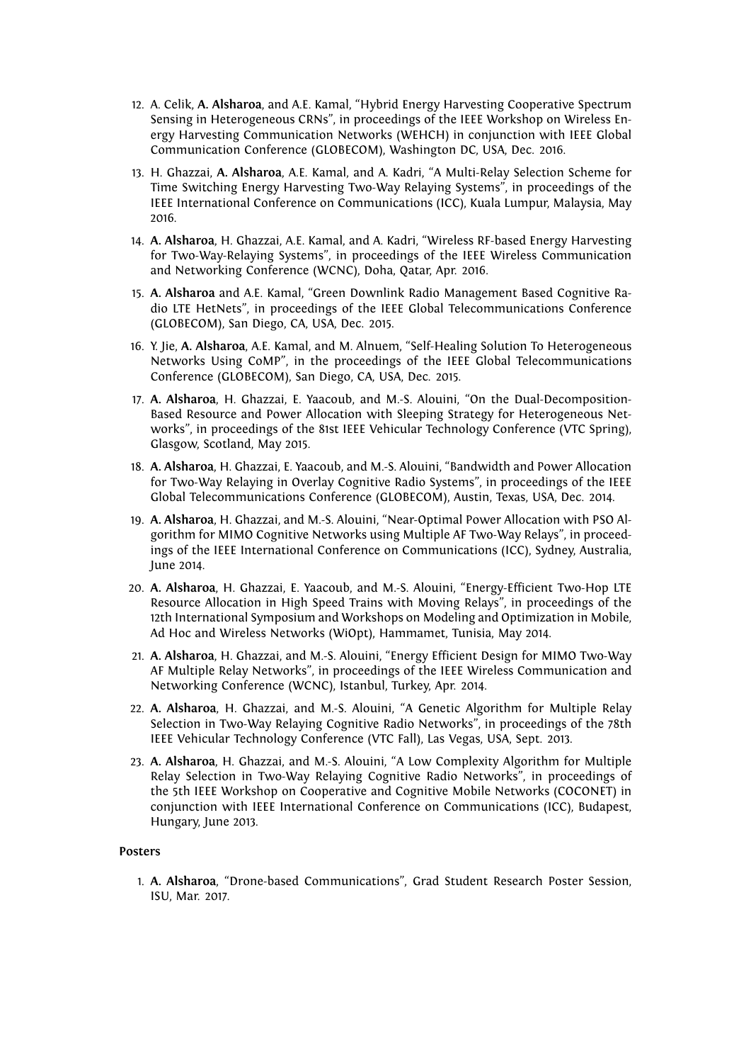12. A. Celik, **A. Alsharoa**, and A.E. Kamal, "Hybrid Energy Harvesting Cooperative Spectrum Sensing in Heterogeneous CRNs", in proceedings of the IEEE Workshop on Wireless Energy Harvesting Communication Networks (WEHCH) in conjunction with IEEE Global Communication Conference (GLOBECOM), Washington DC, USA, Dec. 2016.

13. H. Ghazzai, **A. Alsharoa**, A.E. Kamal, and A. Kadri, "A Multi-Relay Selection Scheme for Time Switching Energy Harvesting Two-Way Relaying Systems", in proceedings of the IEEE International Conference on Communications (ICC), Kuala Lumpur, Malaysia, May 2016.

14. **A. Alsharoa**, H. Ghazzai, A.E. Kamal, and A. Kadri, "Wireless RF-based Energy Harvesting for Two-Way-Relaying Systems", in proceedings of the IEEE Wireless Communication and Networking Conference (WCNC), Doha, Qatar, Apr. 2016.

15. **A. Alsharoa** and A.E. Kamal, "Green Downlink Radio Management Based Cognitive Radio LTE HetNets", in proceedings of the IEEE Global Telecommunications Conference (GLOBECOM), San Diego, CA, USA, Dec. 2015.

16. Y. Jie, **A. Alsharoa**, A.E. Kamal, and M. Alnuem, "Self-Healing Solution To Heterogeneous Networks Using CoMP", in the proceedings of the IEEE Global Telecommunications Conference (GLOBECOM), San Diego, CA, USA, Dec. 2015.

17. **A. Alsharoa**, H. Ghazzai, E. Yaacoub, and M.-S. Alouini, "On the Dual-Decomposition-Based Resource and Power Allocation with Sleeping Strategy for Heterogeneous Networks", in proceedings of the 81st IEEE Vehicular Technology Conference (VTC Spring), Glasgow, Scotland, May 2015.

18. **A. Alsharoa**, H. Ghazzai, E. Yaacoub, and M.-S. Alouini, "Bandwidth and Power Allocation for Two-Way Relaying in Overlay Cognitive Radio Systems", in proceedings of the IEEE Global Telecommunications Conference (GLOBECOM), Austin, Texas, USA, Dec. 2014.

19. **A. Alsharoa**, H. Ghazzai, and M.-S. Alouini, "Near-Optimal Power Allocation with PSO Algorithm for MIMO Cognitive Networks using Multiple AF Two-Way Relays", in proceedings of the IEEE International Conference on Communications (ICC), Sydney, Australia, June 2014.

20. **A. Alsharoa**, H. Ghazzai, E. Yaacoub, and M.-S. Alouini, "Energy-Efficient Two-Hop LTE Resource Allocation in High Speed Trains with Moving Relays", in proceedings of the 12th International Symposium and Workshops on Modeling and Optimization in Mobile, Ad Hoc and Wireless Networks (WiOpt), Hammamet, Tunisia, May 2014.

21. **A. Alsharoa**, H. Ghazzai, and M.-S. Alouini, "Energy Efficient Design for MIMO Two-Way AF Multiple Relay Networks", in proceedings of the IEEE Wireless Communication and Networking Conference (WCNC), Istanbul, Turkey, Apr. 2014.

22. **A. Alsharoa**, H. Ghazzai, and M.-S. Alouini, "A Genetic Algorithm for Multiple Relay Selection in Two-Way Relaying Cognitive Radio Networks", in proceedings of the 78th IEEE Vehicular Technology Conference (VTC Fall), Las Vegas, USA, Sept. 2013.

23. **A. Alsharoa**, H. Ghazzai, and M.-S. Alouini, "A Low Complexity Algorithm for Multiple Relay Selection in Two-Way Relaying Cognitive Radio Networks", in proceedings of the 5th IEEE Workshop on Cooperative and Cognitive Mobile Networks (COCONET) in conjunction with IEEE International Conference on Communications (ICC), Budapest, Hungary, June 2013.

**Posters**

1. **A. Alsharoa**, "Drone-based Communications", Grad Student Research Poster Session, ISU, Mar. 2017.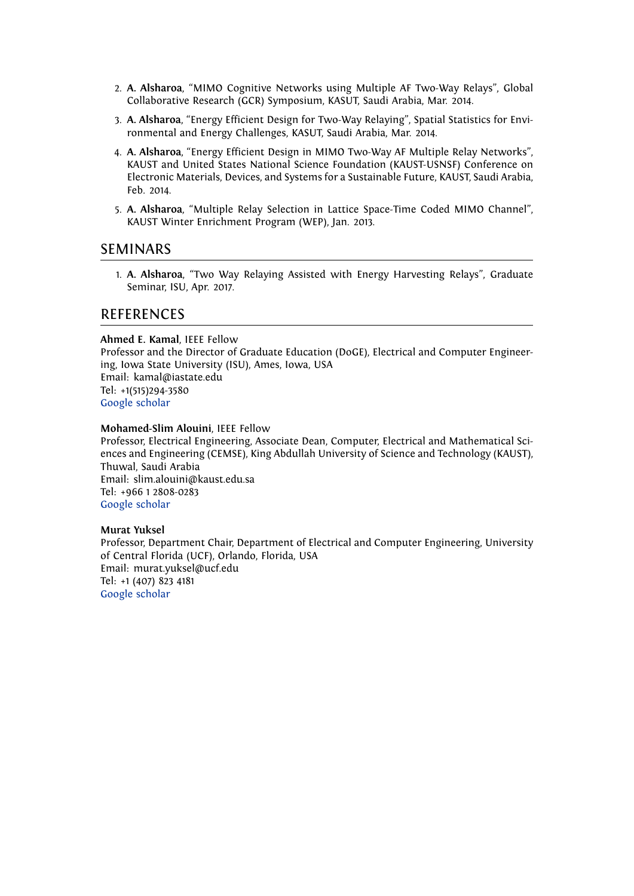2. **A. Alsharoa**, "MIMO Cognitive Networks using Multiple AF Two-Way Relays", Global Collaborative Research (GCR) Symposium, KASUT, Saudi Arabia, Mar. 2014.

3. **A. Alsharoa**, "Energy Efficient Design for Two-Way Relaying", Spatial Statistics for Environmental and Energy Challenges, KASUT, Saudi Arabia, Mar. 2014.

4. **A. Alsharoa**, "Energy Efficient Design in MIMO Two-Way AF Multiple Relay Networks", KAUST and United States National Science Foundation (KAUST-USNSF) Conference on Electronic Materials, Devices, and Systems for a Sustainable Future, KAUST, Saudi Arabia, Feb. 2014.

5. **A. Alsharoa**, "Multiple Relay Selection in Lattice Space-Time Coded MIMO Channel", KAUST Winter Enrichment Program (WEP), Jan. 2013.

## SEMINARS

1. **A. Alsharoa**, "Two Way Relaying Assisted with Energy Harvesting Relays", Graduate Seminar, ISU, Apr. 2017.

## REFERENCES

**Ahmed E. Kamal**, IEEE Fellow
Professor and the Director of Graduate Education (DoGE), Electrical and Computer Engineering, Iowa State University (ISU), Ames, Iowa, USA
Email: kamal@iastate.edu
Tel: +1(515)294-3580
Google scholar

**Mohamed-Slim Alouini**, IEEE Fellow
Professor, Electrical Engineering, Associate Dean, Computer, Electrical and Mathematical Sciences and Engineering (CEMSE), King Abdullah University of Science and Technology (KAUST), Thuwal, Saudi Arabia
Email: slim.alouini@kaust.edu.sa
Tel: +966 1 2808-0283
Google scholar

**Murat Yuksel**
Professor, Department Chair, Department of Electrical and Computer Engineering, University of Central Florida (UCF), Orlando, Florida, USA
Email: murat.yuksel@ucf.edu
Tel: +1 (407) 823 4181
Google scholar